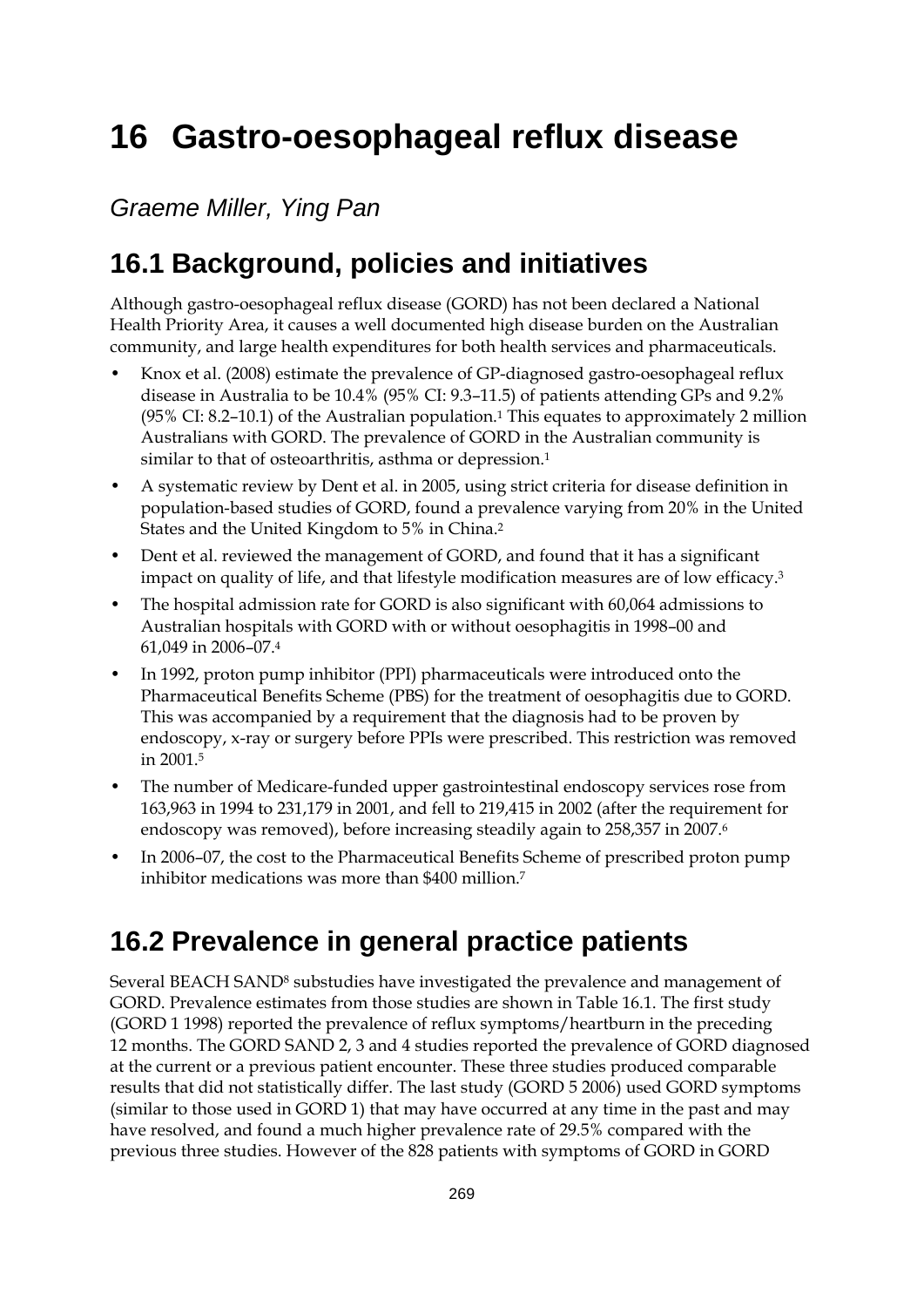# 16 Gastro-oesophageal reflux disease

*Graeme Miller, Ying Pan*

## 16.1 Background, policies and initiatives

Although gastro-oesophageal reflux disease (GORD) has not been declared a National Health Priority Area, it causes a well documented high disease burden on the Australian community, and large health expenditures for both health services and pharmaceuticals.

- Knox et al. (2008) estimate the prevalence of GP-diagnosed gastro-oesophageal reflux disease in Australia to be 10.4% (95% CI: 9.3–11.5) of patients attending GPs and 9.2% (95% CI: 8.2–10.1) of the Australian population.[1] This equates to approximately 2 million Australians with GORD. The prevalence of GORD in the Australian community is similar to that of osteoarthritis, asthma or depression.[1]
- A systematic review by Dent et al. in 2005, using strict criteria for disease definition in population-based studies of GORD, found a prevalence varying from 20% in the United States and the United Kingdom to 5% in China.[2]
- Dent et al. reviewed the management of GORD, and found that it has a significant impact on quality of life, and that lifestyle modification measures are of low efficacy.[3]
- The hospital admission rate for GORD is also significant with 60,064 admissions to Australian hospitals with GORD with or without oesophagitis in 1998–00 and 61,049 in 2006–07.[4]
- In 1992, proton pump inhibitor (PPI) pharmaceuticals were introduced onto the Pharmaceutical Benefits Scheme (PBS) for the treatment of oesophagitis due to GORD. This was accompanied by a requirement that the diagnosis had to be proven by endoscopy, x-ray or surgery before PPIs were prescribed. This restriction was removed in 2001.[5]
- The number of Medicare-funded upper gastrointestinal endoscopy services rose from 163,963 in 1994 to 231,179 in 2001, and fell to 219,415 in 2002 (after the requirement for endoscopy was removed), before increasing steadily again to 258,357 in 2007.[6]
- In 2006–07, the cost to the Pharmaceutical Benefits Scheme of prescribed proton pump inhibitor medications was more than $400 million.[7]

## 16.2 Prevalence in general practice patients

Several BEACH SAND[8] substudies have investigated the prevalence and management of GORD. Prevalence estimates from those studies are shown in Table 16.1. The first study (GORD 1 1998) reported the prevalence of reflux symptoms/heartburn in the preceding 12 months. The GORD SAND 2, 3 and 4 studies reported the prevalence of GORD diagnosed at the current or a previous patient encounter. These three studies produced comparable results that did not statistically differ. The last study (GORD 5 2006) used GORD symptoms (similar to those used in GORD 1) that may have occurred at any time in the past and may have resolved, and found a much higher prevalence rate of 29.5% compared with the previous three studies. However of the 828 patients with symptoms of GORD in GORD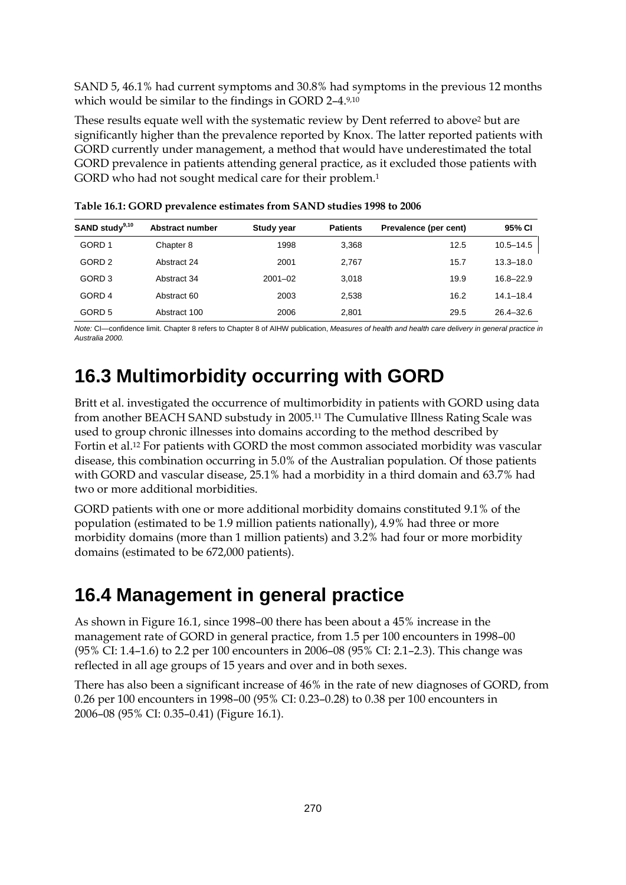SAND 5, 46.1% had current symptoms and 30.8% had symptoms in the previous 12 months which would be similar to the findings in GORD 2–4.[9,10]

These results equate well with the systematic review by Dent referred to above[2] but are significantly higher than the prevalence reported by Knox. The latter reported patients with GORD currently under management, a method that would have underestimated the total GORD prevalence in patients attending general practice, as it excluded those patients with GORD who had not sought medical care for their problem.[1]

**Table 16.1: GORD prevalence estimates from SAND studies 1998 to 2006**

| SAND study[9,10] | Abstract number | Study year | Patients | Prevalence (per cent) | 95% CI |
|---|---|---|---|---|---|
| GORD 1 | Chapter 8 | 1998 | 3,368 | 12.5 | 10.5–14.5 |
| GORD 2 | Abstract 24 | 2001 | 2,767 | 15.7 | 13.3–18.0 |
| GORD 3 | Abstract 34 | 2001–02 | 3,018 | 19.9 | 16.8–22.9 |
| GORD 4 | Abstract 60 | 2003 | 2,538 | 16.2 | 14.1–18.4 |
| GORD 5 | Abstract 100 | 2006 | 2,801 | 29.5 | 26.4–32.6 |

*Note:* CI—confidence limit. Chapter 8 refers to Chapter 8 of AIHW publication, *Measures of health and health care delivery in general practice in Australia 2000.*

# 16.3 Multimorbidity occurring with GORD

Britt et al. investigated the occurrence of multimorbidity in patients with GORD using data from another BEACH SAND substudy in 2005.[11] The Cumulative Illness Rating Scale was used to group chronic illnesses into domains according to the method described by Fortin et al.[12] For patients with GORD the most common associated morbidity was vascular disease, this combination occurring in 5.0% of the Australian population. Of those patients with GORD and vascular disease, 25.1% had a morbidity in a third domain and 63.7% had two or more additional morbidities.

GORD patients with one or more additional morbidity domains constituted 9.1% of the population (estimated to be 1.9 million patients nationally), 4.9% had three or more morbidity domains (more than 1 million patients) and 3.2% had four or more morbidity domains (estimated to be 672,000 patients).

# 16.4 Management in general practice

As shown in Figure 16.1, since 1998–00 there has been about a 45% increase in the management rate of GORD in general practice, from 1.5 per 100 encounters in 1998–00 (95% CI: 1.4–1.6) to 2.2 per 100 encounters in 2006–08 (95% CI: 2.1–2.3). This change was reflected in all age groups of 15 years and over and in both sexes.

There has also been a significant increase of 46% in the rate of new diagnoses of GORD, from 0.26 per 100 encounters in 1998–00 (95% CI: 0.23–0.28) to 0.38 per 100 encounters in 2006–08 (95% CI: 0.35–0.41) (Figure 16.1).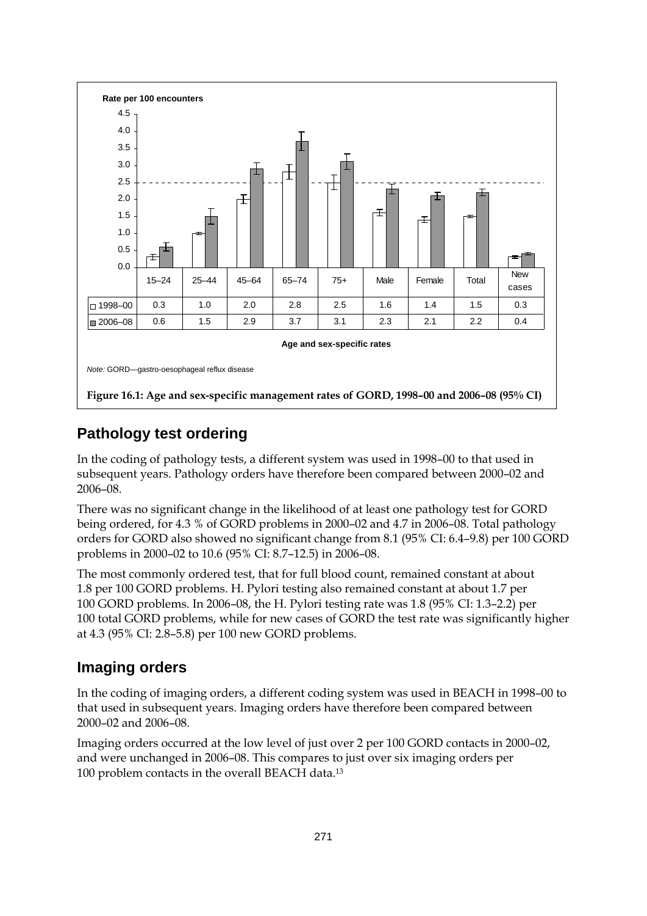Rate per 100 encounters

|  | 15–24 | 25–44 | 45–64 | 65–74 | 75+ | Male | Female | Total | New cases |
|---|---|---|---|---|---|---|---|---|---|
| 1998–00 | 0.3 | 1.0 | 2.0 | 2.8 | 2.5 | 1.6 | 1.4 | 1.5 | 0.3 |
| 2006–08 | 0.6 | 1.5 | 2.9 | 3.7 | 3.1 | 2.3 | 2.1 | 2.2 | 0.4 |

Age and sex-specific rates

*Note:* GORD—gastro-oesophageal reflux disease

**Figure 16.1: Age and sex-specific management rates of GORD, 1998–00 and 2006–08 (95% CI)**

## Pathology test ordering

In the coding of pathology tests, a different system was used in 1998–00 to that used in subsequent years. Pathology orders have therefore been compared between 2000–02 and 2006–08.

There was no significant change in the likelihood of at least one pathology test for GORD being ordered, for 4.3 % of GORD problems in 2000–02 and 4.7 in 2006–08. Total pathology orders for GORD also showed no significant change from 8.1 (95% CI: 6.4–9.8) per 100 GORD problems in 2000–02 to 10.6 (95% CI: 8.7–12.5) in 2006–08.

The most commonly ordered test, that for full blood count, remained constant at about 1.8 per 100 GORD problems. H. Pylori testing also remained constant at about 1.7 per 100 GORD problems. In 2006–08, the H. Pylori testing rate was 1.8 (95% CI: 1.3–2.2) per 100 total GORD problems, while for new cases of GORD the test rate was significantly higher at 4.3 (95% CI: 2.8–5.8) per 100 new GORD problems.

## Imaging orders

In the coding of imaging orders, a different coding system was used in BEACH in 1998–00 to that used in subsequent years. Imaging orders have therefore been compared between 2000–02 and 2006–08.

Imaging orders occurred at the low level of just over 2 per 100 GORD contacts in 2000–02, and were unchanged in 2006–08. This compares to just over six imaging orders per 100 problem contacts in the overall BEACH data.[13]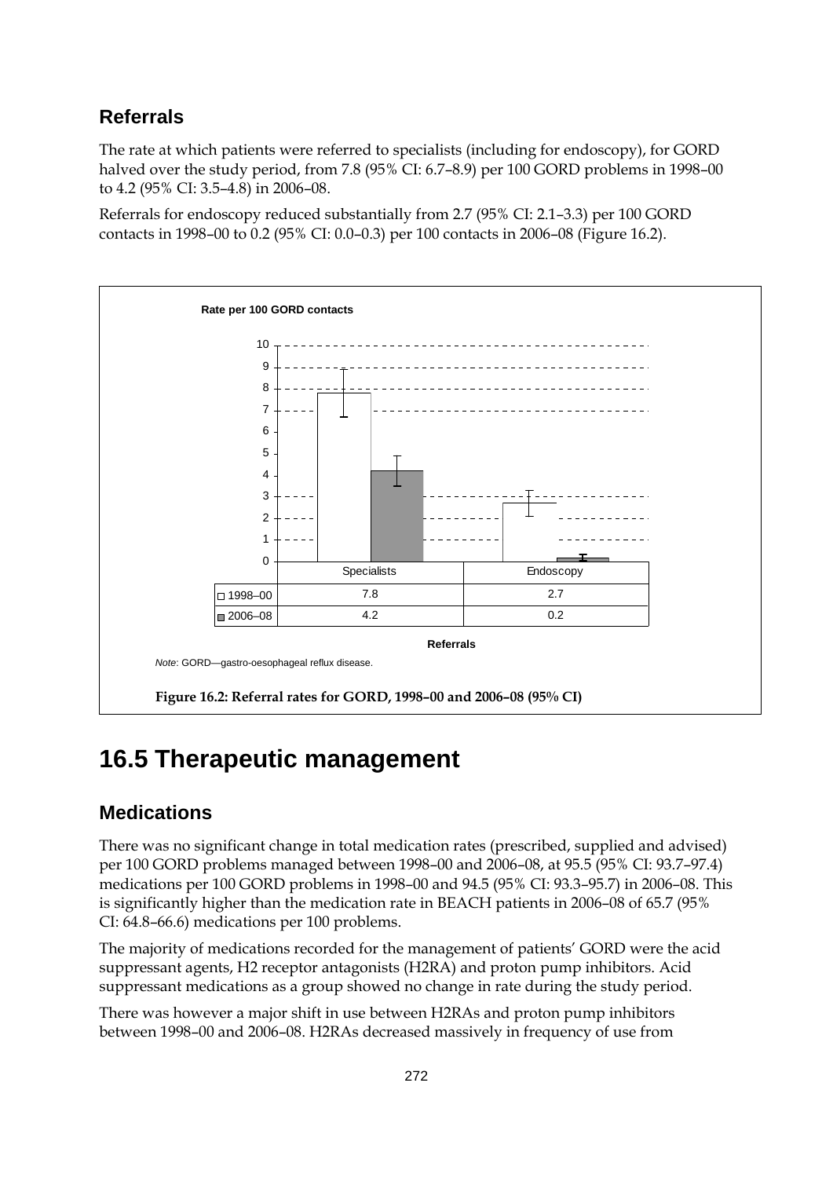## Referrals

The rate at which patients were referred to specialists (including for endoscopy), for GORD halved over the study period, from 7.8 (95% CI: 6.7–8.9) per 100 GORD problems in 1998–00 to 4.2 (95% CI: 3.5–4.8) in 2006–08.

Referrals for endoscopy reduced substantially from 2.7 (95% CI: 2.1–3.3) per 100 GORD contacts in 1998–00 to 0.2 (95% CI: 0.0–0.3) per 100 contacts in 2006–08 (Figure 16.2).

Rate per 100 GORD contacts

| | Specialists | Endoscopy |
|---|---|---|
| 1998–00 | 7.8 | 2.7 |
| 2006–08 | 4.2 | 0.2 |

Referrals

*Note*: GORD—gastro-oesophageal reflux disease.

**Figure 16.2: Referral rates for GORD, 1998–00 and 2006–08 (95% CI)**

# 16.5 Therapeutic management

## Medications

There was no significant change in total medication rates (prescribed, supplied and advised) per 100 GORD problems managed between 1998–00 and 2006–08, at 95.5 (95% CI: 93.7–97.4) medications per 100 GORD problems in 1998–00 and 94.5 (95% CI: 93.3–95.7) in 2006–08. This is significantly higher than the medication rate in BEACH patients in 2006–08 of 65.7 (95% CI: 64.8–66.6) medications per 100 problems.

The majority of medications recorded for the management of patients' GORD were the acid suppressant agents, H2 receptor antagonists (H2RA) and proton pump inhibitors. Acid suppressant medications as a group showed no change in rate during the study period.

There was however a major shift in use between H2RAs and proton pump inhibitors between 1998–00 and 2006–08. H2RAs decreased massively in frequency of use from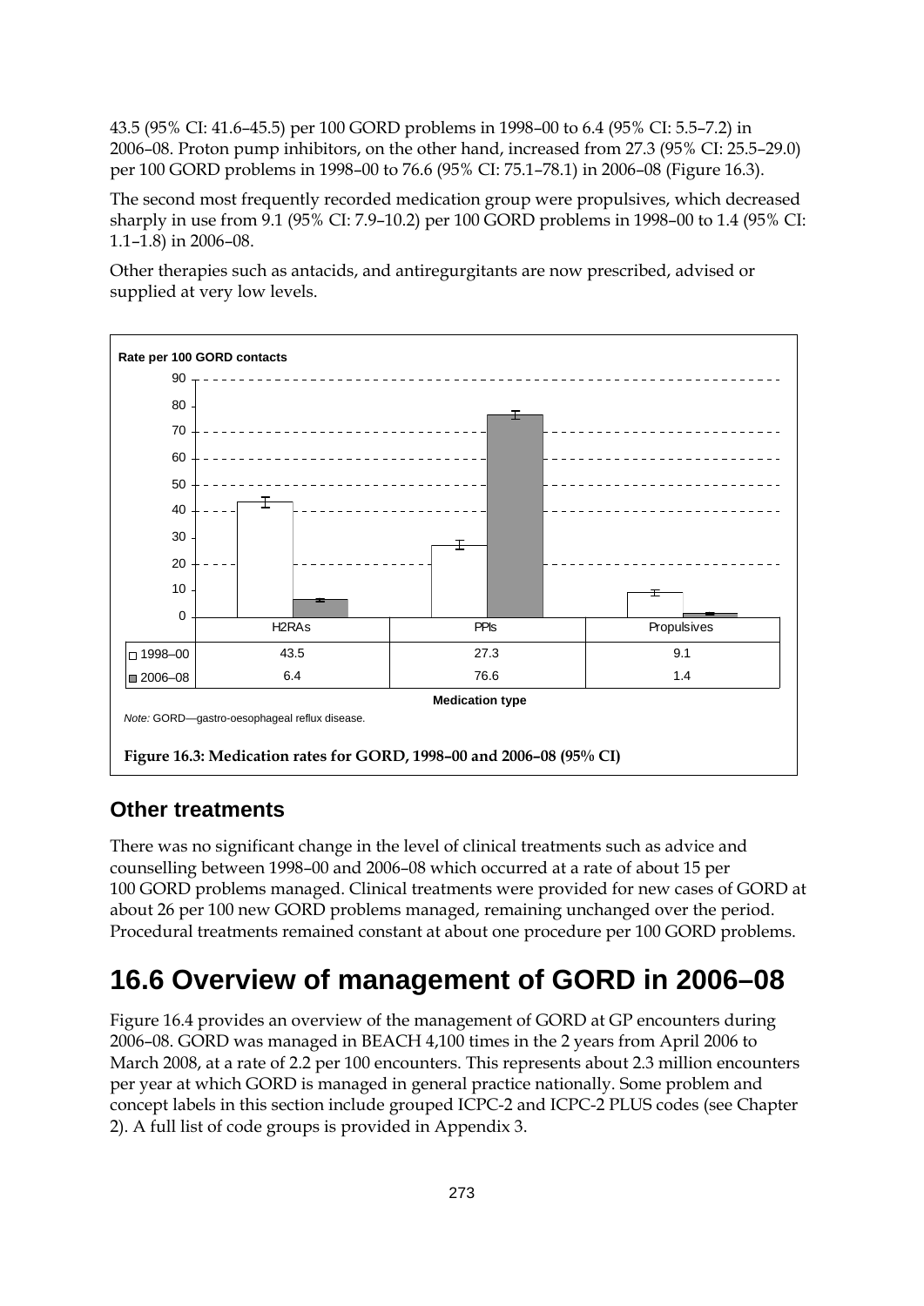43.5 (95% CI: 41.6–45.5) per 100 GORD problems in 1998–00 to 6.4 (95% CI: 5.5–7.2) in 2006–08. Proton pump inhibitors, on the other hand, increased from 27.3 (95% CI: 25.5–29.0) per 100 GORD problems in 1998–00 to 76.6 (95% CI: 75.1–78.1) in 2006–08 (Figure 16.3).

The second most frequently recorded medication group were propulsives, which decreased sharply in use from 9.1 (95% CI: 7.9–10.2) per 100 GORD problems in 1998–00 to 1.4 (95% CI: 1.1–1.8) in 2006–08.

Other therapies such as antacids, and antiregurgitants are now prescribed, advised or supplied at very low levels.

Rate per 100 GORD contacts

| | H2RAs | PPIs | Propulsives |
|---|---|---|---|
| 1998–00 | 43.5 | 27.3 | 9.1 |
| 2006–08 | 6.4 | 76.6 | 1.4 |

Medication type

*Note:* GORD—gastro-oesophageal reflux disease.

**Figure 16.3: Medication rates for GORD, 1998–00 and 2006–08 (95% CI)**

## Other treatments

There was no significant change in the level of clinical treatments such as advice and counselling between 1998–00 and 2006–08 which occurred at a rate of about 15 per 100 GORD problems managed. Clinical treatments were provided for new cases of GORD at about 26 per 100 new GORD problems managed, remaining unchanged over the period. Procedural treatments remained constant at about one procedure per 100 GORD problems.

# 16.6 Overview of management of GORD in 2006–08

Figure 16.4 provides an overview of the management of GORD at GP encounters during 2006–08. GORD was managed in BEACH 4,100 times in the 2 years from April 2006 to March 2008, at a rate of 2.2 per 100 encounters. This represents about 2.3 million encounters per year at which GORD is managed in general practice nationally. Some problem and concept labels in this section include grouped ICPC-2 and ICPC-2 PLUS codes (see Chapter 2). A full list of code groups is provided in Appendix 3.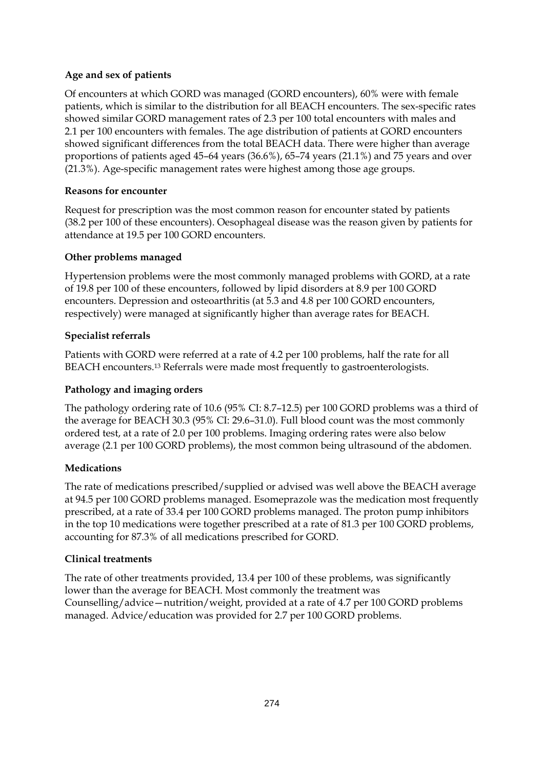**Age and sex of patients**

Of encounters at which GORD was managed (GORD encounters), 60% were with female patients, which is similar to the distribution for all BEACH encounters. The sex-specific rates showed similar GORD management rates of 2.3 per 100 total encounters with males and 2.1 per 100 encounters with females. The age distribution of patients at GORD encounters showed significant differences from the total BEACH data. There were higher than average proportions of patients aged 45–64 years (36.6%), 65–74 years (21.1%) and 75 years and over (21.3%). Age-specific management rates were highest among those age groups.

**Reasons for encounter**

Request for prescription was the most common reason for encounter stated by patients (38.2 per 100 of these encounters). Oesophageal disease was the reason given by patients for attendance at 19.5 per 100 GORD encounters.

**Other problems managed**

Hypertension problems were the most commonly managed problems with GORD, at a rate of 19.8 per 100 of these encounters, followed by lipid disorders at 8.9 per 100 GORD encounters. Depression and osteoarthritis (at 5.3 and 4.8 per 100 GORD encounters, respectively) were managed at significantly higher than average rates for BEACH.

**Specialist referrals**

Patients with GORD were referred at a rate of 4.2 per 100 problems, half the rate for all BEACH encounters.[13] Referrals were made most frequently to gastroenterologists.

**Pathology and imaging orders**

The pathology ordering rate of 10.6 (95% CI: 8.7–12.5) per 100 GORD problems was a third of the average for BEACH 30.3 (95% CI: 29.6–31.0). Full blood count was the most commonly ordered test, at a rate of 2.0 per 100 problems. Imaging ordering rates were also below average (2.1 per 100 GORD problems), the most common being ultrasound of the abdomen.

**Medications**

The rate of medications prescribed/supplied or advised was well above the BEACH average at 94.5 per 100 GORD problems managed. Esomeprazole was the medication most frequently prescribed, at a rate of 33.4 per 100 GORD problems managed. The proton pump inhibitors in the top 10 medications were together prescribed at a rate of 81.3 per 100 GORD problems, accounting for 87.3% of all medications prescribed for GORD.

**Clinical treatments**

The rate of other treatments provided, 13.4 per 100 of these problems, was significantly lower than the average for BEACH. Most commonly the treatment was Counselling/advice—nutrition/weight, provided at a rate of 4.7 per 100 GORD problems managed. Advice/education was provided for 2.7 per 100 GORD problems.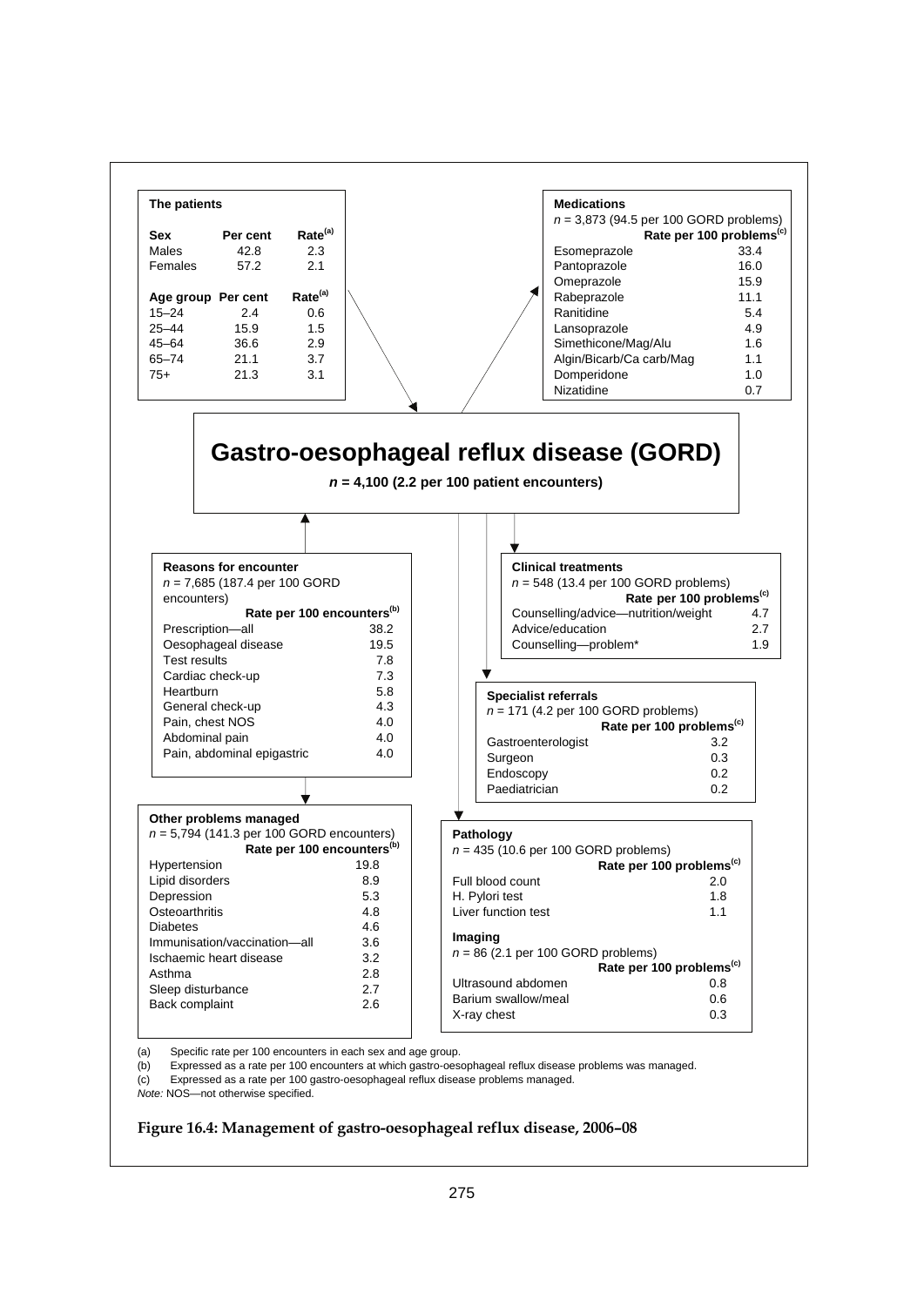**The patients**

| Sex | Per cent | Rate[(a)] |
|---|---|---|
| Males | 42.8 | 2.3 |
| Females | 57.2 | 2.1 |

| Age group | Per cent | Rate[(a)] |
|---|---|---|
| 15–24 | 2.4 | 0.6 |
| 25–44 | 15.9 | 1.5 |
| 45–64 | 36.6 | 2.9 |
| 65–74 | 21.1 | 3.7 |
| 75+ | 21.3 | 3.1 |

**Medications**

*n* = 3,873 (94.5 per 100 GORD problems)

| | Rate per 100 problems[(c)] |
|---|---|
| Esomeprazole | 33.4 |
| Pantoprazole | 16.0 |
| Omeprazole | 15.9 |
| Rabeprazole | 11.1 |
| Ranitidine | 5.4 |
| Lansoprazole | 4.9 |
| Simethicone/Mag/Alu | 1.6 |
| Algin/Bicarb/Ca carb/Mag | 1.1 |
| Domperidone | 1.0 |
| Nizatidine | 0.7 |

## Gastro-oesophageal reflux disease (GORD)

***n* = 4,100 (2.2 per 100 patient encounters)**

**Reasons for encounter**

*n* = 7,685 (187.4 per 100 GORD encounters)

| | Rate per 100 encounters[(b)] |
|---|---|
| Prescription—all | 38.2 |
| Oesophageal disease | 19.5 |
| Test results | 7.8 |
| Cardiac check-up | 7.3 |
| Heartburn | 5.8 |
| General check-up | 4.3 |
| Pain, chest NOS | 4.0 |
| Abdominal pain | 4.0 |
| Pain, abdominal epigastric | 4.0 |

**Clinical treatments**

*n* = 548 (13.4 per 100 GORD problems)

| | Rate per 100 problems[(c)] |
|---|---|
| Counselling/advice—nutrition/weight | 4.7 |
| Advice/education | 2.7 |
| Counselling—problem* | 1.9 |

**Specialist referrals**

*n* = 171 (4.2 per 100 GORD problems)

| | Rate per 100 problems[(c)] |
|---|---|
| Gastroenterologist | 3.2 |
| Surgeon | 0.3 |
| Endoscopy | 0.2 |
| Paediatrician | 0.2 |

**Other problems managed**

*n* = 5,794 (141.3 per 100 GORD encounters)

| | Rate per 100 encounters[(b)] |
|---|---|
| Hypertension | 19.8 |
| Lipid disorders | 8.9 |
| Depression | 5.3 |
| Osteoarthritis | 4.8 |
| Diabetes | 4.6 |
| Immunisation/vaccination—all | 3.6 |
| Ischaemic heart disease | 3.2 |
| Asthma | 2.8 |
| Sleep disturbance | 2.7 |
| Back complaint | 2.6 |

**Pathology**

*n* = 435 (10.6 per 100 GORD problems)

| | Rate per 100 problems[(c)] |
|---|---|
| Full blood count | 2.0 |
| H. Pylori test | 1.8 |
| Liver function test | 1.1 |

**Imaging**

*n* = 86 (2.1 per 100 GORD problems)

| | Rate per 100 problems[(c)] |
|---|---|
| Ultrasound abdomen | 0.8 |
| Barium swallow/meal | 0.6 |
| X-ray chest | 0.3 |

(a) Specific rate per 100 encounters in each sex and age group.

(b) Expressed as a rate per 100 encounters at which gastro-oesophageal reflux disease problems was managed.

(c) Expressed as a rate per 100 gastro-oesophageal reflux disease problems managed.

*Note:* NOS—not otherwise specified.

**Figure 16.4: Management of gastro-oesophageal reflux disease, 2006–08**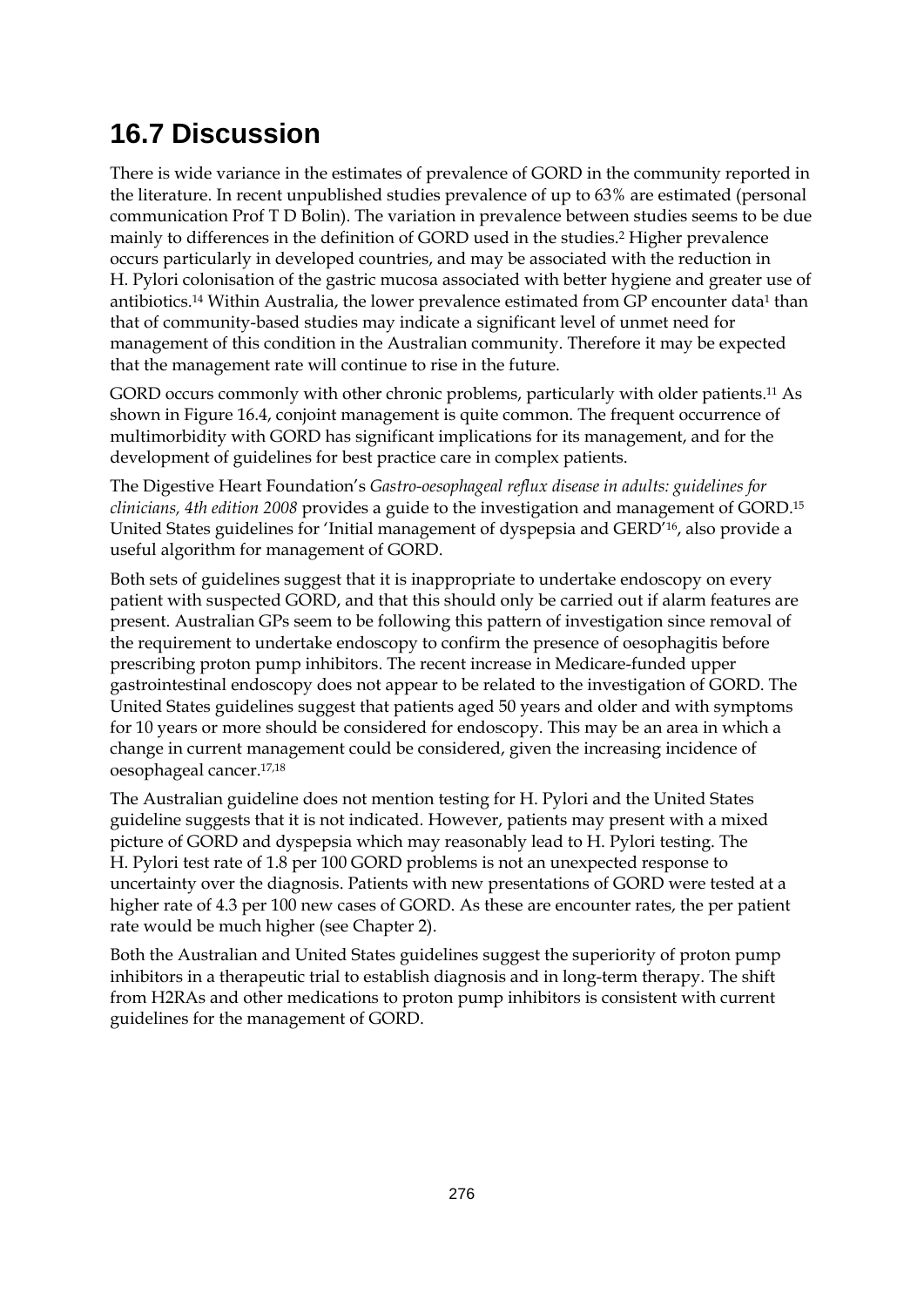## 16.7 Discussion

There is wide variance in the estimates of prevalence of GORD in the community reported in the literature. In recent unpublished studies prevalence of up to 63% are estimated (personal communication Prof T D Bolin). The variation in prevalence between studies seems to be due mainly to differences in the definition of GORD used in the studies.[2] Higher prevalence occurs particularly in developed countries, and may be associated with the reduction in H. Pylori colonisation of the gastric mucosa associated with better hygiene and greater use of antibiotics.[14] Within Australia, the lower prevalence estimated from GP encounter data[1] than that of community-based studies may indicate a significant level of unmet need for management of this condition in the Australian community. Therefore it may be expected that the management rate will continue to rise in the future.

GORD occurs commonly with other chronic problems, particularly with older patients.[11] As shown in Figure 16.4, conjoint management is quite common. The frequent occurrence of multimorbidity with GORD has significant implications for its management, and for the development of guidelines for best practice care in complex patients.

The Digestive Heart Foundation's *Gastro-oesophageal reflux disease in adults: guidelines for clinicians, 4th edition 2008* provides a guide to the investigation and management of GORD.[15] United States guidelines for 'Initial management of dyspepsia and GERD'[16], also provide a useful algorithm for management of GORD.

Both sets of guidelines suggest that it is inappropriate to undertake endoscopy on every patient with suspected GORD, and that this should only be carried out if alarm features are present. Australian GPs seem to be following this pattern of investigation since removal of the requirement to undertake endoscopy to confirm the presence of oesophagitis before prescribing proton pump inhibitors. The recent increase in Medicare-funded upper gastrointestinal endoscopy does not appear to be related to the investigation of GORD. The United States guidelines suggest that patients aged 50 years and older and with symptoms for 10 years or more should be considered for endoscopy. This may be an area in which a change in current management could be considered, given the increasing incidence of oesophageal cancer.[17,18]

The Australian guideline does not mention testing for H. Pylori and the United States guideline suggests that it is not indicated. However, patients may present with a mixed picture of GORD and dyspepsia which may reasonably lead to H. Pylori testing. The H. Pylori test rate of 1.8 per 100 GORD problems is not an unexpected response to uncertainty over the diagnosis. Patients with new presentations of GORD were tested at a higher rate of 4.3 per 100 new cases of GORD. As these are encounter rates, the per patient rate would be much higher (see Chapter 2).

Both the Australian and United States guidelines suggest the superiority of proton pump inhibitors in a therapeutic trial to establish diagnosis and in long-term therapy. The shift from H2RAs and other medications to proton pump inhibitors is consistent with current guidelines for the management of GORD.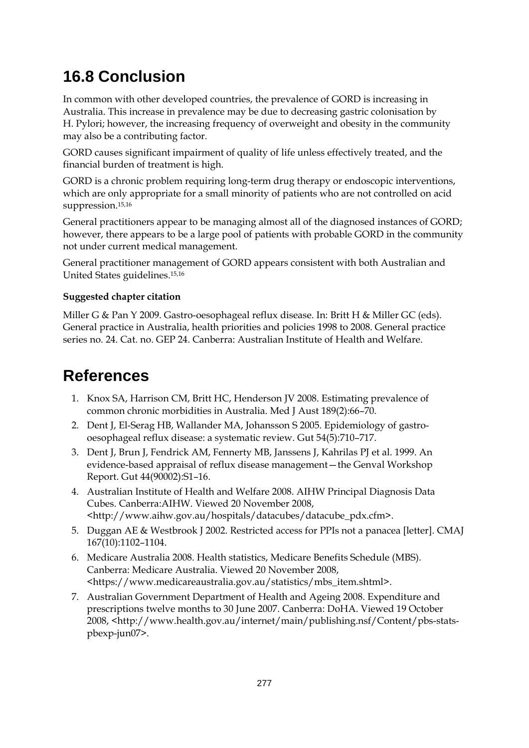## 16.8 Conclusion

In common with other developed countries, the prevalence of GORD is increasing in Australia. This increase in prevalence may be due to decreasing gastric colonisation by H. Pylori; however, the increasing frequency of overweight and obesity in the community may also be a contributing factor.

GORD causes significant impairment of quality of life unless effectively treated, and the financial burden of treatment is high.

GORD is a chronic problem requiring long-term drug therapy or endoscopic interventions, which are only appropriate for a small minority of patients who are not controlled on acid suppression.[15,16]

General practitioners appear to be managing almost all of the diagnosed instances of GORD; however, there appears to be a large pool of patients with probable GORD in the community not under current medical management.

General practitioner management of GORD appears consistent with both Australian and United States guidelines.[15,16]

**Suggested chapter citation**

Miller G & Pan Y 2009. Gastro-oesophageal reflux disease. In: Britt H & Miller GC (eds). General practice in Australia, health priorities and policies 1998 to 2008. General practice series no. 24. Cat. no. GEP 24. Canberra: Australian Institute of Health and Welfare.

# References

1. Knox SA, Harrison CM, Britt HC, Henderson JV 2008. Estimating prevalence of common chronic morbidities in Australia. Med J Aust 189(2):66–70.
2. Dent J, El-Serag HB, Wallander MA, Johansson S 2005. Epidemiology of gastro-oesophageal reflux disease: a systematic review. Gut 54(5):710–717.
3. Dent J, Brun J, Fendrick AM, Fennerty MB, Janssens J, Kahrilas PJ et al. 1999. An evidence-based appraisal of reflux disease management—the Genval Workshop Report. Gut 44(90002):S1–16.
4. Australian Institute of Health and Welfare 2008. AIHW Principal Diagnosis Data Cubes. Canberra:AIHW. Viewed 20 November 2008, <http://www.aihw.gov.au/hospitals/datacubes/datacube_pdx.cfm>.
5. Duggan AE & Westbrook J 2002. Restricted access for PPIs not a panacea [letter]. CMAJ 167(10):1102–1104.
6. Medicare Australia 2008. Health statistics, Medicare Benefits Schedule (MBS). Canberra: Medicare Australia. Viewed 20 November 2008, <https://www.medicareaustralia.gov.au/statistics/mbs_item.shtml>.
7. Australian Government Department of Health and Ageing 2008. Expenditure and prescriptions twelve months to 30 June 2007. Canberra: DoHA. Viewed 19 October 2008, <http://www.health.gov.au/internet/main/publishing.nsf/Content/pbs-stats-pbexp-jun07>.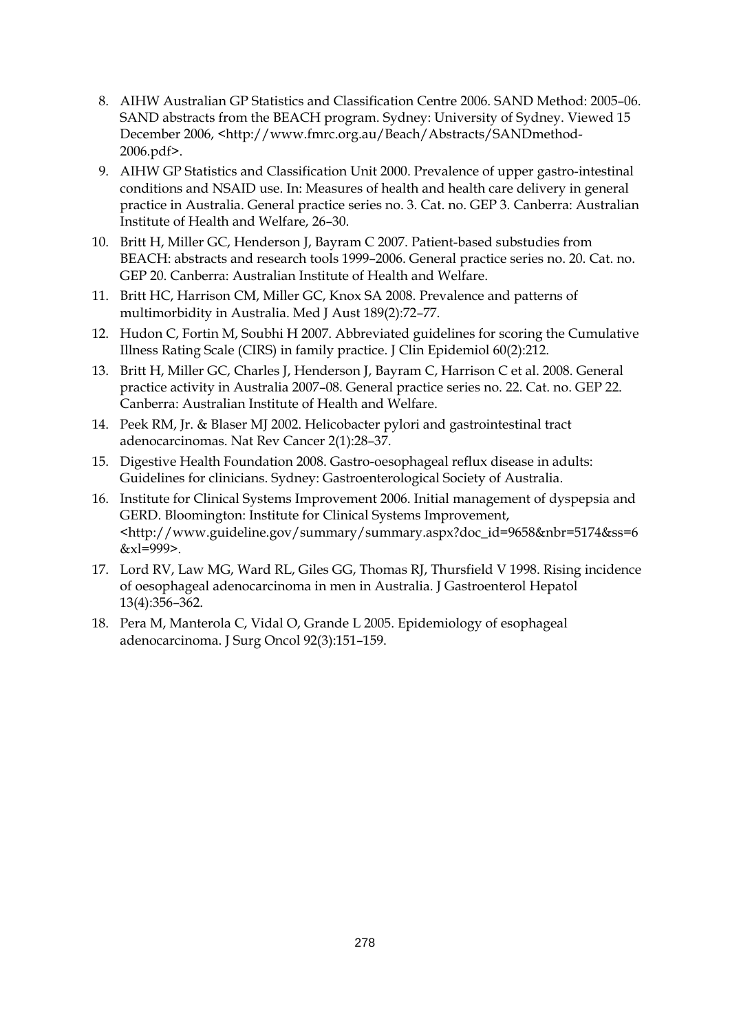8. AIHW Australian GP Statistics and Classification Centre 2006. SAND Method: 2005–06. SAND abstracts from the BEACH program. Sydney: University of Sydney. Viewed 15 December 2006, <http://www.fmrc.org.au/Beach/Abstracts/SANDmethod-2006.pdf>.
9. AIHW GP Statistics and Classification Unit 2000. Prevalence of upper gastro-intestinal conditions and NSAID use. In: Measures of health and health care delivery in general practice in Australia. General practice series no. 3. Cat. no. GEP 3. Canberra: Australian Institute of Health and Welfare, 26–30.
10. Britt H, Miller GC, Henderson J, Bayram C 2007. Patient-based substudies from BEACH: abstracts and research tools 1999–2006. General practice series no. 20. Cat. no. GEP 20. Canberra: Australian Institute of Health and Welfare.
11. Britt HC, Harrison CM, Miller GC, Knox SA 2008. Prevalence and patterns of multimorbidity in Australia. Med J Aust 189(2):72–77.
12. Hudon C, Fortin M, Soubhi H 2007. Abbreviated guidelines for scoring the Cumulative Illness Rating Scale (CIRS) in family practice. J Clin Epidemiol 60(2):212.
13. Britt H, Miller GC, Charles J, Henderson J, Bayram C, Harrison C et al. 2008. General practice activity in Australia 2007–08. General practice series no. 22. Cat. no. GEP 22. Canberra: Australian Institute of Health and Welfare.
14. Peek RM, Jr. & Blaser MJ 2002. Helicobacter pylori and gastrointestinal tract adenocarcinomas. Nat Rev Cancer 2(1):28–37.
15. Digestive Health Foundation 2008. Gastro-oesophageal reflux disease in adults: Guidelines for clinicians. Sydney: Gastroenterological Society of Australia.
16. Institute for Clinical Systems Improvement 2006. Initial management of dyspepsia and GERD. Bloomington: Institute for Clinical Systems Improvement, <http://www.guideline.gov/summary/summary.aspx?doc_id=9658&nbr=5174&ss=6&xl=999>.
17. Lord RV, Law MG, Ward RL, Giles GG, Thomas RJ, Thursfield V 1998. Rising incidence of oesophageal adenocarcinoma in men in Australia. J Gastroenterol Hepatol 13(4):356–362.
18. Pera M, Manterola C, Vidal O, Grande L 2005. Epidemiology of esophageal adenocarcinoma. J Surg Oncol 92(3):151–159.